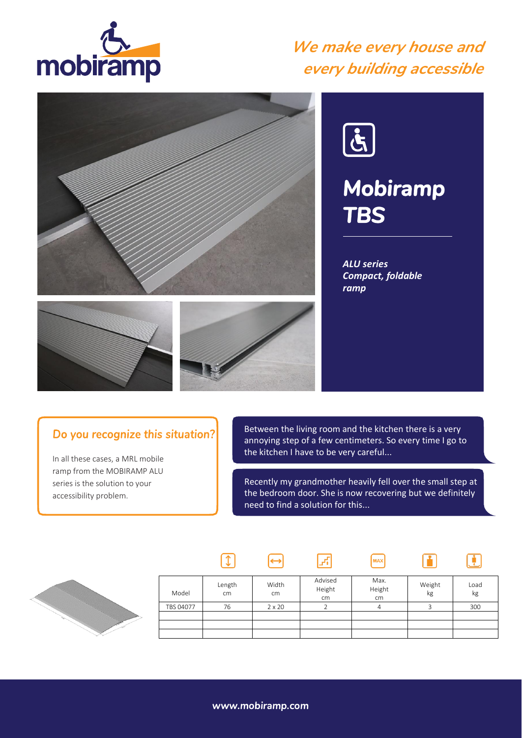mobiramp

## *We make every house and every building accessible*

# Mobiramp TBS

***ALU series***
***Compact, foldable ramp***

### Do you recognize this situation?

In all these cases, a MRL mobile ramp from the MOBIRAMP ALU series is the solution to your accessibility problem.

Between the living room and the kitchen there is a very annoying step of a few centimeters. So every time I go to the kitchen I have to be very careful...

Recently my grandmother heavily fell over the small step at the bedroom door. She is now recovering but we definitely need to find a solution for this...

| Model | Length cm | Width cm | Advised Height cm | Max. Height cm | Weight kg | Load kg |
|---|---|---|---|---|---|---|
| TBS 04077 | 76 | 2 x 20 | 2 | 4 | 3 | 300 |
| | | | | | | |
| | | | | | | |
| | | | | | | |

www.mobiramp.com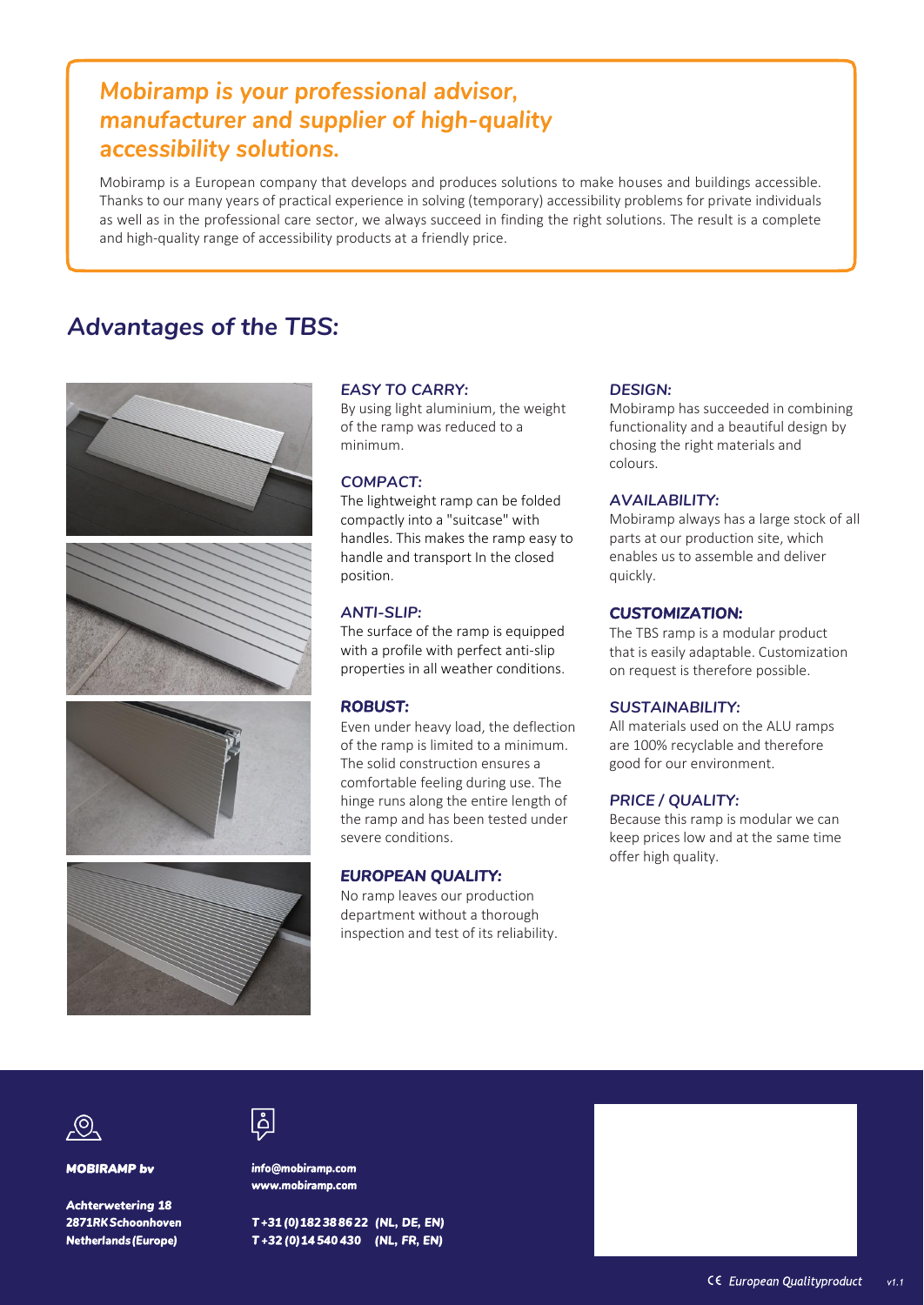## *Mobiramp is your professional advisor, manufacturer and supplier of high-quality accessibility solutions.*

Mobiramp is a European company that develops and produces solutions to make houses and buildings accessible. Thanks to our many years of practical experience in solving (temporary) accessibility problems for private individuals as well as in the professional care sector, we always succeed in finding the right solutions. The result is a complete and high-quality range of accessibility products at a friendly price.

## *Advantages of the TBS:*

***EASY TO CARRY:***
By using light aluminium, the weight of the ramp was reduced to a minimum.

***COMPACT:***
The lightweight ramp can be folded compactly into a "suitcase" with handles. This makes the ramp easy to handle and transport In the closed position.

***ANTI-SLIP:***
The surface of the ramp is equipped with a profile with perfect anti-slip properties in all weather conditions.

***ROBUST:***
Even under heavy load, the deflection of the ramp is limited to a minimum. The solid construction ensures a comfortable feeling during use. The hinge runs along the entire length of the ramp and has been tested under severe conditions.

***EUROPEAN QUALITY:***
No ramp leaves our production department without a thorough inspection and test of its reliability.

***DESIGN:***
Mobiramp has succeeded in combining functionality and a beautiful design by chosing the right materials and colours.

***AVAILABILITY:***
Mobiramp always has a large stock of all parts at our production site, which enables us to assemble and deliver quickly.

***CUSTOMIZATION:***
The TBS ramp is a modular product that is easily adaptable. Customization on request is therefore possible.

***SUSTAINABILITY:***
All materials used on the ALU ramps are 100% recyclable and therefore good for our environment.

***PRICE / QUALITY:***
Because this ramp is modular we can keep prices low and at the same time offer high quality.

**MOBIRAMP bv**

**Achterwetering 18**
**2871RK Schoonhoven**
**Netherlands (Europe)**

**info@mobiramp.com**
**www.mobiramp.com**

**T +31 (0) 182 38 86 22 (NL, DE, EN)**
**T +32 (0) 14 540 430 (NL, FR, EN)**

CE *European Qualityproduct*

*v1.1*